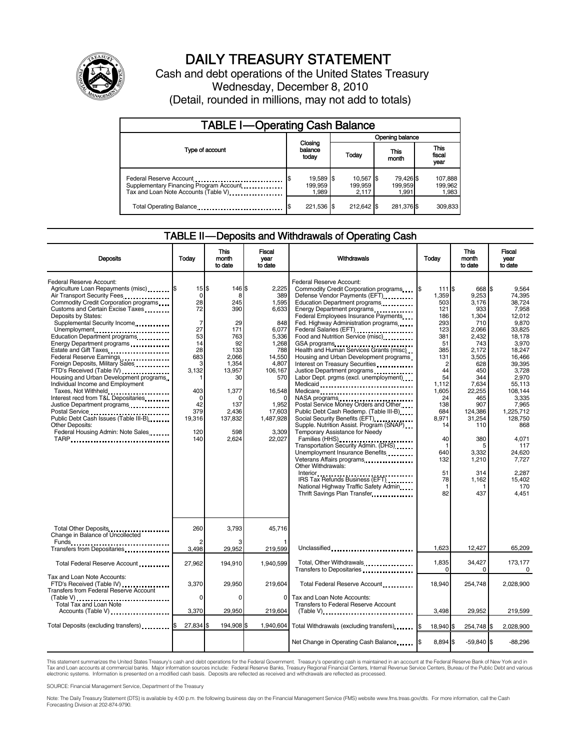# DAILY TREASURY STATEMENT

Cash and debt operations of the United States Treasury

Wednesday, December 8, 2010

(Detail, rounded in millions, may not add to totals)

## TABLE I—Operating Cash Balance

| Type of account | Closing balance today | Opening balance Today | Opening balance This month | Opening balance This fiscal year |
|---|---|---|---|---|
| Federal Reserve Account | $ 19,589 | $ 10,567 | $ 79,426 | $ 107,888 |
| Supplementary Financing Program Account | 199,959 | 199,959 | 199,959 | 199,962 |
| Tax and Loan Note Accounts (Table V) | 1,989 | 2,117 | 1,991 | 1,983 |
| Total Operating Balance | $ 221,536 | $ 212,642 | $ 281,376 | $ 309,833 |

## TABLE II—Deposits and Withdrawals of Operating Cash

| Deposits | Today | This month to date | Fiscal year to date |
|---|---|---|---|
| Federal Reserve Account: | | | |
| Agriculture Loan Repayments (misc) | $ 15 | $ 146 | $ 2,225 |
| Air Transport Security Fees | 0 | 8 | 389 |
| Commodity Credit Corporation programs | 28 | 245 | 1,595 |
| Customs and Certain Excise Taxes | 72 | 390 | 6,633 |
| Deposits by States: | | | |
| Supplemental Security Income | 7 | 29 | 848 |
| Unemployment | 27 | 171 | 6,077 |
| Education Department programs | 53 | 763 | 5,336 |
| Energy Department programs | 14 | 92 | 1,268 |
| Estate and Gift Taxes | 28 | 133 | 788 |
| Federal Reserve Earnings | 683 | 2,066 | 14,550 |
| Foreign Deposits, Military Sales | 3 | 1,354 | 4,807 |
| FTD's Received (Table IV) | 3,132 | 13,957 | 106,167 |
| Housing and Urban Development programs | 1 | 30 | 570 |
| Individual Income and Employment Taxes, Not Withheld | 403 | 1,377 | 16,548 |
| Interest recd from T&L Depositaries | 0 | 0 | 0 |
| Justice Department programs | 42 | 137 | 1,952 |
| Postal Service | 379 | 2,436 | 17,603 |
| Public Debt Cash Issues (Table III-B) | 19,316 | 137,832 | 1,487,928 |
| Other Deposits: | | | |
| Federal Housing Admin: Note Sales | 120 | 598 | 3,309 |
| TARP | 140 | 2,624 | 22,027 |
| Total Other Deposits | 260 | 3,793 | 45,716 |
| Change in Balance of Uncollected Funds | 2 | 3 | 1 |
| Transfers from Depositaries | 3,498 | 29,952 | 219,599 |
| Total Federal Reserve Account | 27,962 | 194,910 | 1,940,599 |
| Tax and Loan Note Accounts: | | | |
| FTD's Received (Table IV) | 3,370 | 29,950 | 219,604 |
| Transfers from Federal Reserve Account (Table V) | 0 | 0 | 0 |
| Total Tax and Loan Note Accounts (Table V) | 3,370 | 29,950 | 219,604 |
| Total Deposits (excluding transfers) | $ 27,834 | $ 194,908 | $ 1,940,604 |

| Withdrawals | Today | This month to date | Fiscal year to date |
|---|---|---|---|
| Federal Reserve Account: | | | |
| Commodity Credit Corporation programs | $ 111 | $ 668 | $ 9,564 |
| Defense Vendor Payments (EFT) | 1,359 | 9,253 | 74,395 |
| Education Department programs | 503 | 3,176 | 38,724 |
| Energy Department programs | 121 | 933 | 7,958 |
| Federal Employees Insurance Payments | 186 | 1,304 | 12,012 |
| Fed. Highway Administration programs | 293 | 710 | 9,870 |
| Federal Salaries (EFT) | 123 | 2,066 | 33,825 |
| Food and Nutrition Service (misc) | 381 | 2,432 | 18,178 |
| GSA programs | 51 | 743 | 3,970 |
| Health and Human Services Grants (misc) | 385 | 2,172 | 18,247 |
| Housing and Urban Development programs | 131 | 3,505 | 16,466 |
| Interest on Treasury Securities | 2 | 628 | 39,395 |
| Justice Department programs | 44 | 450 | 3,728 |
| Labor Dept. prgms (excl. unemployment) | 54 | 344 | 2,970 |
| Medicaid | 1,112 | 7,634 | 55,113 |
| Medicare | 1,605 | 22,255 | 108,144 |
| NASA programs | 24 | 465 | 3,335 |
| Postal Service Money Orders and Other | 138 | 907 | 7,965 |
| Public Debt Cash Redemp. (Table III-B) | 684 | 124,386 | 1,225,712 |
| Social Security Benefits (EFT) | 8,971 | 31,254 | 128,750 |
| Supple. Nutrition Assist. Program (SNAP) | 14 | 110 | 868 |
| Temporary Assistance for Needy Families (HHS) | 40 | 380 | 4,071 |
| Transportation Security Admin. (DHS) | 1 | 5 | 117 |
| Unemployment Insurance Benefits | 640 | 3,332 | 24,620 |
| Veterans Affairs programs | 132 | 1,210 | 7,727 |
| Other Withdrawals: | | | |
| Interior | 51 | 314 | 2,287 |
| IRS Tax Refunds Business (EFT) | 78 | 1,162 | 15,402 |
| National Highway Traffic Safety Admin | 1 | 1 | 170 |
| Thrift Savings Plan Transfer | 82 | 437 | 4,451 |
| Unclassified | 1,623 | 12,427 | 65,209 |
| Total, Other Withdrawals | 1,835 | 34,427 | 173,177 |
| Transfers to Depositaries | 0 | 0 | 0 |
| Total Federal Reserve Account | 18,940 | 254,748 | 2,028,900 |
| Tax and Loan Note Accounts: | | | |
| Transfers to Federal Reserve Account (Table V) | 3,498 | 29,952 | 219,599 |
| Total Withdrawals (excluding transfers) | $ 18,940 | $ 254,748 | $ 2,028,900 |
| Net Change in Operating Cash Balance | $ 8,894 | $ -59,840 | $ -88,296 |

This statement summarizes the United States Treasury's cash and debt operations for the Federal Government. Treasury's operating cash is maintained in an account at the Federal Reserve Bank of New York and in Tax and Loan accounts at commercial banks. Major information sources include: Federal Reserve Banks, Treasury Regional Financial Centers, Internal Revenue Service Centers, Bureau of the Public Debt and various electronic systems. Information is presented on a modified cash basis. Deposits are reflected as received and withdrawals are reflected as processed.

SOURCE: Financial Management Service, Department of the Treasury

Note: The Daily Treasury Statement (DTS) is available by 4:00 p.m. the following business day on the Financial Management Service (FMS) website www.fms.treas.gov/dts. For more information, call the Cash Forecasting Division at 202-874-9790.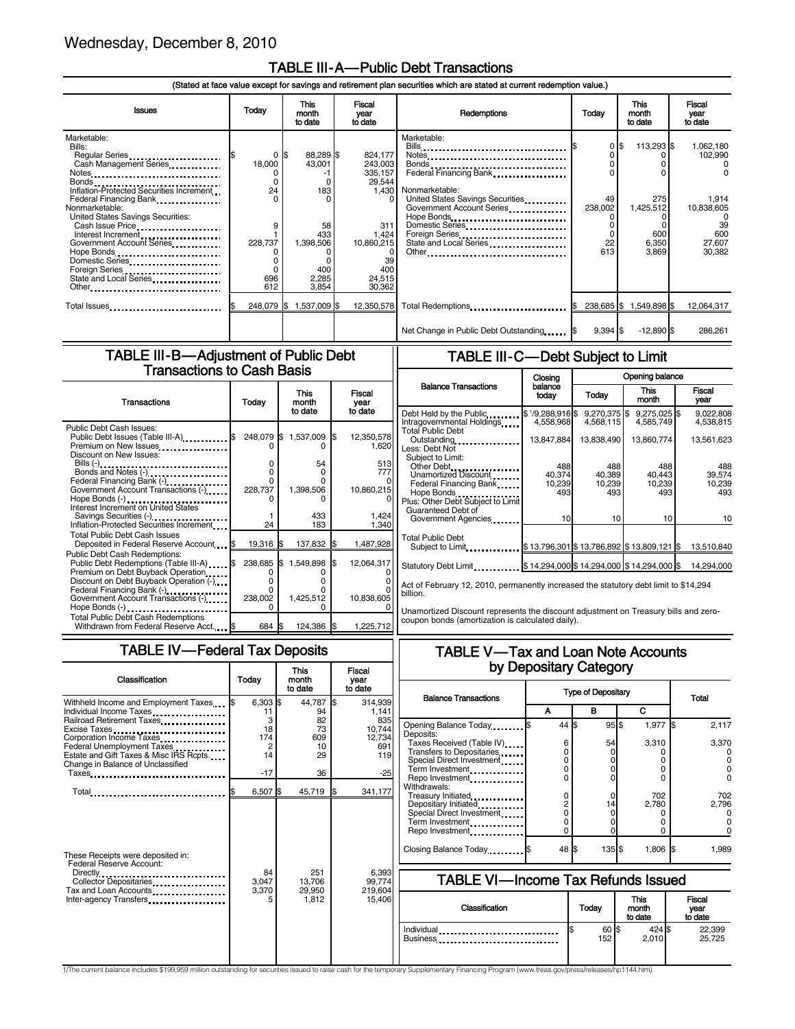Wednesday, December 8, 2010

## TABLE III-A—Public Debt Transactions

(Stated at face value except for savings and retirement plan securities which are stated at current redemption value.)

| Issues | Today | This month to date | Fiscal year to date | Redemptions | Today | This month to date | Fiscal year to date |
|---|---|---|---|---|---|---|---|
| Marketable: | | | | Marketable: | | | |
| Bills: | | | | Bills | $ 0 | $ 113,293 | $ 1,062,180 |
| Regular Series | $ 0 | $ 88,289 | $ 824,177 | Notes | 0 | 0 | 102,990 |
| Cash Management Series | 18,000 | 43,001 | 243,003 | Bonds | 0 | 0 | 0 |
| Notes | 0 | -1 | 335,157 | Federal Financing Bank | 0 | 0 | 0 |
| Bonds | 0 | 0 | 29,544 | | | | |
| Inflation-Protected Securities Increment | 24 | 183 | 1,430 | Nonmarketable: | | | |
| Federal Financing Bank | 0 | 0 | 0 | United States Savings Securities | 49 | 275 | 1,914 |
| Nonmarketable: | | | | Government Account Series | 238,002 | 1,425,512 | 10,838,605 |
| United States Savings Securities: | | | | Hope Bonds | 0 | 0 | 0 |
| Cash Issue Price | 9 | 58 | 311 | Domestic Series | 0 | 0 | 39 |
| Interest Increment | 1 | 433 | 1,424 | Foreign Series | 0 | 600 | 600 |
| Government Account Series | 228,737 | 1,398,506 | 10,860,215 | State and Local Series | 22 | 6,350 | 27,607 |
| Hope Bonds | 0 | 0 | 0 | Other | 613 | 3,869 | 30,382 |
| Domestic Series | 0 | 0 | 39 | | | | |
| Foreign Series | 0 | 400 | 400 | | | | |
| State and Local Series | 696 | 2,285 | 24,515 | | | | |
| Other | 612 | 3,854 | 30,362 | | | | |
| Total Issues | $ 248,079 | $ 1,537,009 | $ 12,350,578 | Total Redemptions | $ 238,685 | $ 1,549,898 | $ 12,064,317 |
| | | | | Net Change in Public Debt Outstanding | $ 9,394 | $ -12,890 | $ 286,261 |

## TABLE III-B—Adjustment of Public Debt Transactions to Cash Basis

| Transactions | Today | This month to date | Fiscal year to date |
|---|---|---|---|
| Public Debt Cash Issues: | | | |
| Public Debt Issues (Table III-A) | $ 248,079 | $ 1,537,009 | $ 12,350,578 |
| Premium on New Issues | 0 | 0 | 1,620 |
| Discount on New Issues: | | | |
| Bills (-) | 0 | 54 | 513 |
| Bonds and Notes (-) | 0 | 0 | 777 |
| Federal Financing Bank (-) | 0 | 0 | 0 |
| Government Account Transactions (-) | 228,737 | 1,398,506 | 10,860,215 |
| Hope Bonds (-) | 0 | 0 | 0 |
| Interest Increment on United States Savings Securities (-) | 1 | 433 | 1,424 |
| Inflation-Protected Securities Increment | 24 | 183 | 1,340 |
| Total Public Debt Cash Issues Deposited in Federal Reserve Account | $ 19,316 | $ 137,832 | $ 1,487,928 |
| Public Debt Cash Redemptions: | | | |
| Public Debt Redemptions (Table III-A) | $ 238,685 | $ 1,549,898 | $ 12,064,317 |
| Premium on Debt Buyback Operation | 0 | 0 | 0 |
| Discount on Debt Buyback Operation (-) | 0 | 0 | 0 |
| Federal Financing Bank (-) | 0 | 0 | 0 |
| Government Account Transactions (-) | 238,002 | 1,425,512 | 10,838,605 |
| Hope Bonds (-) | 0 | 0 | 0 |
| Total Public Debt Cash Redemptions Withdrawn from Federal Reserve Acct. | $ 684 | $ 124,386 | $ 1,225,712 |

## TABLE III-C—Debt Subject to Limit

| Balance Transactions | Closing balance today | Opening balance Today | Opening balance This month | Opening balance Fiscal year |
|---|---|---|---|---|
| Debt Held by the Public | $ [1]9,288,916 | $ 9,270,375 | $ 9,275,025 | $ 9,022,808 |
| Intragovernmental Holdings | 4,558,968 | 4,568,115 | 4,585,749 | 4,538,815 |
| Total Public Debt Outstanding | 13,847,884 | 13,838,490 | 13,860,774 | 13,561,623 |
| Less: Debt Not Subject to Limit: | | | | |
| Other Debt | 488 | 488 | 488 | 488 |
| Unamortized Discount | 40,374 | 40,389 | 40,443 | 39,574 |
| Federal Financing Bank | 10,239 | 10,239 | 10,239 | 10,239 |
| Hope Bonds | 493 | 493 | 493 | 493 |
| Plus: Other Debt Subject to Limit Guaranteed Debt of Government Agencies | 10 | 10 | 10 | 10 |
| Total Public Debt Subject to Limit | $ 13,796,301 | $ 13,786,892 | $ 13,809,121 | $ 13,510,840 |
| Statutory Debt Limit | $ 14,294,000 | $ 14,294,000 | $ 14,294,000 | $ 14,294,000 |

Act of February 12, 2010, permanently increased the statutory debt limit to $14,294 billion.

Unamortized Discount represents the discount adjustment on Treasury bills and zero-coupon bonds (amortization is calculated daily).

## TABLE IV—Federal Tax Deposits

| Classification | Today | This month to date | Fiscal year to date |
|---|---|---|---|
| Withheld Income and Employment Taxes | $ 6,303 | $ 44,787 | $ 314,939 |
| Individual Income Taxes | 11 | 94 | 1,141 |
| Railroad Retirement Taxes | 3 | 82 | 835 |
| Excise Taxes | 18 | 73 | 10,744 |
| Corporation Income Taxes | 174 | 609 | 12,734 |
| Federal Unemployment Taxes | 2 | 10 | 691 |
| Estate and Gift Taxes & Misc IRS Rcpts. | 14 | 29 | 119 |
| Change in Balance of Unclassified Taxes | -17 | 36 | -25 |
| Total | $ 6,507 | $ 45,719 | $ 341,177 |
| These Receipts were deposited in: | | | |
| Federal Reserve Account: | | | |
| Directly | 84 | 251 | 6,393 |
| Collector Depositaries | 3,047 | 13,706 | 99,774 |
| Tax and Loan Accounts | 3,370 | 29,950 | 219,604 |
| Inter-agency Transfers | 5 | 1,812 | 15,406 |

## TABLE V—Tax and Loan Note Accounts by Depositary Category

| Balance Transactions | Type of Depositary A | Type of Depositary B | Type of Depositary C | Total |
|---|---|---|---|---|
| Opening Balance Today | $ 44 | $ 95 | $ 1,977 | $ 2,117 |
| Deposits: | | | | |
| Taxes Received (Table IV) | 6 | 54 | 3,310 | 3,370 |
| Transfers to Depositaries | 0 | 0 | 0 | 0 |
| Special Direct Investment | 0 | 0 | 0 | 0 |
| Term Investment | 0 | 0 | 0 | 0 |
| Repo Investment | 0 | 0 | 0 | 0 |
| Withdrawals: | | | | |
| Treasury Initiated | 0 | 0 | 702 | 702 |
| Depositary Initiated | 2 | 14 | 2,780 | 2,796 |
| Special Direct Investment | 0 | 0 | 0 | 0 |
| Term Investment | 0 | 0 | 0 | 0 |
| Repo Investment | 0 | 0 | 0 | 0 |
| Closing Balance Today | $ 48 | $ 135 | $ 1,806 | $ 1,989 |

## TABLE VI—Income Tax Refunds Issued

| Classification | Today | This month to date | Fiscal year to date |
|---|---|---|---|
| Individual | $ 60 | $ 424 | $ 22,399 |
| Business | 152 | 2,010 | 25,725 |

1/The current balance includes $199,959 million outstanding for securities issued to raise cash for the temporary Supplementary Financing Program (www.treas.gov/press/releases/hp1144.htm).